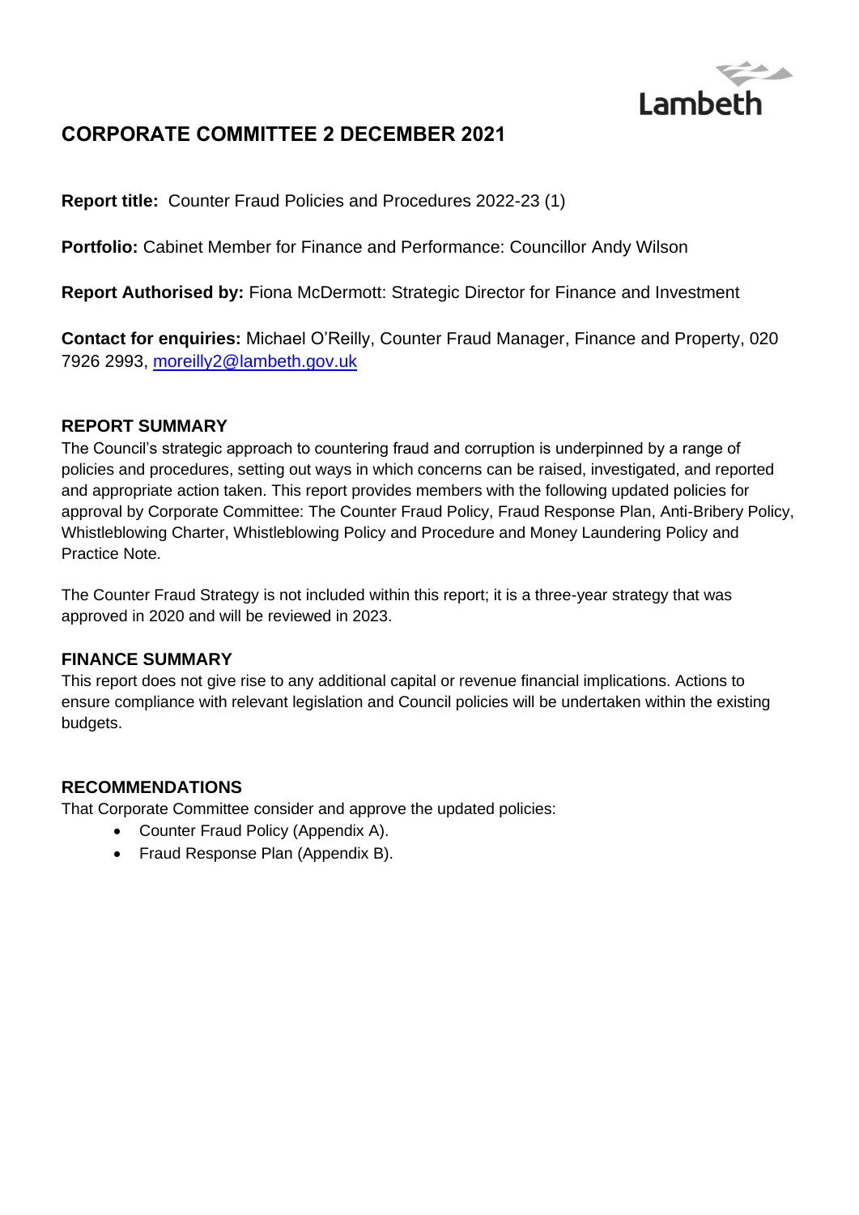Lambeth

# CORPORATE COMMITTEE 2 DECEMBER 2021

**Report title:** Counter Fraud Policies and Procedures 2022-23 (1)

**Portfolio:** Cabinet Member for Finance and Performance: Councillor Andy Wilson

**Report Authorised by:** Fiona McDermott: Strategic Director for Finance and Investment

**Contact for enquiries:** Michael O'Reilly, Counter Fraud Manager, Finance and Property, 020 7926 2993, moreilly2@lambeth.gov.uk

## REPORT SUMMARY

The Council's strategic approach to countering fraud and corruption is underpinned by a range of policies and procedures, setting out ways in which concerns can be raised, investigated, and reported and appropriate action taken. This report provides members with the following updated policies for approval by Corporate Committee: The Counter Fraud Policy, Fraud Response Plan, Anti-Bribery Policy, Whistleblowing Charter, Whistleblowing Policy and Procedure and Money Laundering Policy and Practice Note.

The Counter Fraud Strategy is not included within this report; it is a three-year strategy that was approved in 2020 and will be reviewed in 2023.

## FINANCE SUMMARY

This report does not give rise to any additional capital or revenue financial implications. Actions to ensure compliance with relevant legislation and Council policies will be undertaken within the existing budgets.

## RECOMMENDATIONS

That Corporate Committee consider and approve the updated policies:

- Counter Fraud Policy (Appendix A).
- Fraud Response Plan (Appendix B).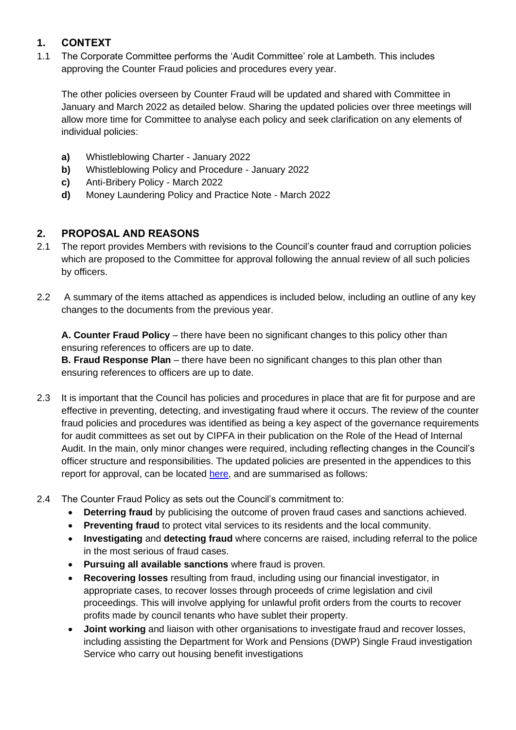## 1. CONTEXT

1.1 The Corporate Committee performs the 'Audit Committee' role at Lambeth. This includes approving the Counter Fraud policies and procedures every year.

The other policies overseen by Counter Fraud will be updated and shared with Committee in January and March 2022 as detailed below. Sharing the updated policies over three meetings will allow more time for Committee to analyse each policy and seek clarification on any elements of individual policies:

- **a)** Whistleblowing Charter - January 2022
- **b)** Whistleblowing Policy and Procedure - January 2022
- **c)** Anti-Bribery Policy - March 2022
- **d)** Money Laundering Policy and Practice Note - March 2022

## 2. PROPOSAL AND REASONS

2.1 The report provides Members with revisions to the Council's counter fraud and corruption policies which are proposed to the Committee for approval following the annual review of all such policies by officers.

2.2 A summary of the items attached as appendices is included below, including an outline of any key changes to the documents from the previous year.

**A. Counter Fraud Policy** – there have been no significant changes to this policy other than ensuring references to officers are up to date.
**B. Fraud Response Plan** – there have been no significant changes to this plan other than ensuring references to officers are up to date.

2.3 It is important that the Council has policies and procedures in place that are fit for purpose and are effective in preventing, detecting, and investigating fraud where it occurs. The review of the counter fraud policies and procedures was identified as being a key aspect of the governance requirements for audit committees as set out by CIPFA in their publication on the Role of the Head of Internal Audit. In the main, only minor changes were required, including reflecting changes in the Council's officer structure and responsibilities. The updated policies are presented in the appendices to this report for approval, can be located here, and are summarised as follows:

2.4 The Counter Fraud Policy as sets out the Council's commitment to:

- **Deterring fraud** by publicising the outcome of proven fraud cases and sanctions achieved.
- **Preventing fraud** to protect vital services to its residents and the local community.
- **Investigating** and **detecting fraud** where concerns are raised, including referral to the police in the most serious of fraud cases.
- **Pursuing all available sanctions** where fraud is proven.
- **Recovering losses** resulting from fraud, including using our financial investigator, in appropriate cases, to recover losses through proceeds of crime legislation and civil proceedings. This will involve applying for unlawful profit orders from the courts to recover profits made by council tenants who have sublet their property.
- **Joint working** and liaison with other organisations to investigate fraud and recover losses, including assisting the Department for Work and Pensions (DWP) Single Fraud investigation Service who carry out housing benefit investigations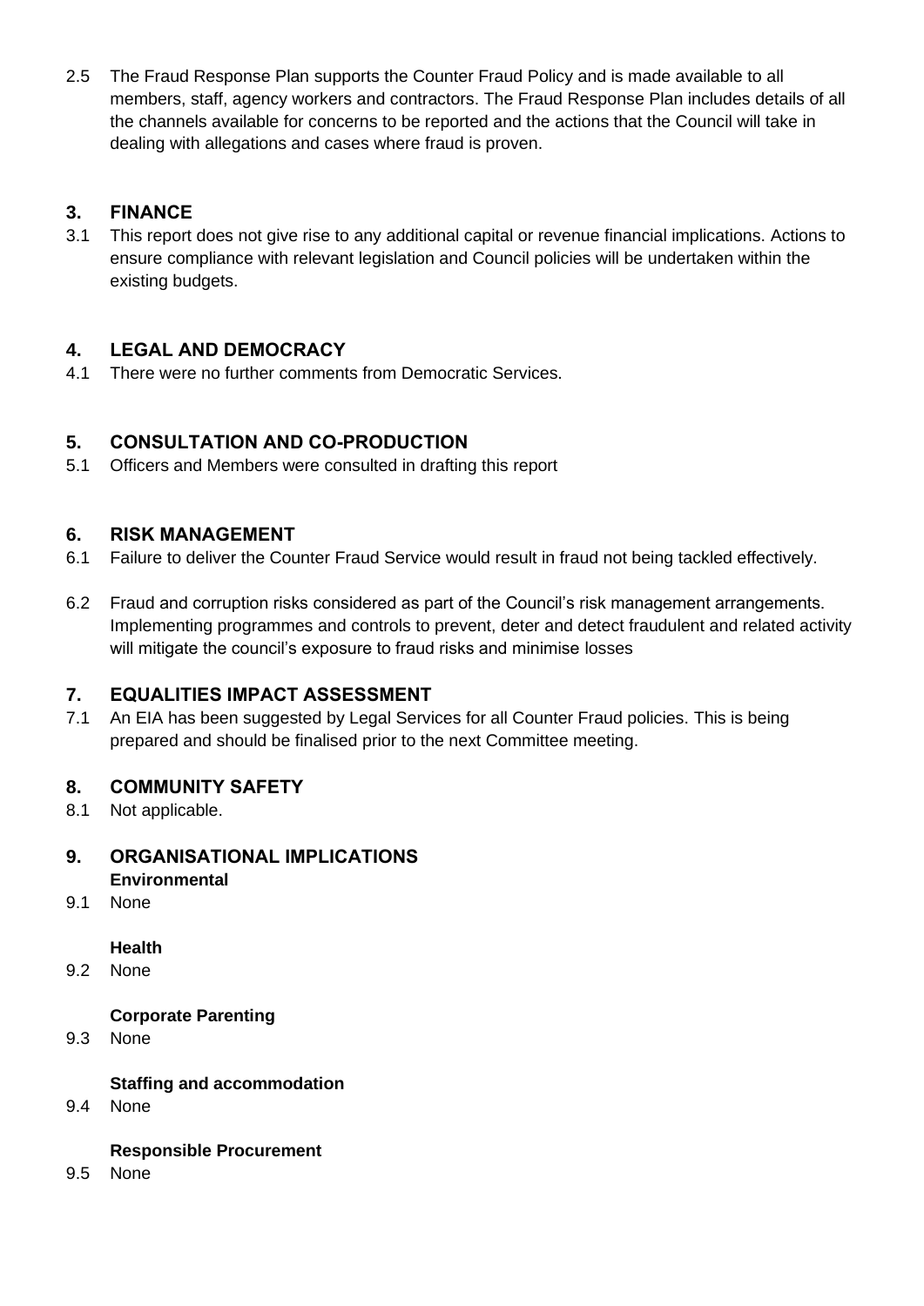2.5 The Fraud Response Plan supports the Counter Fraud Policy and is made available to all members, staff, agency workers and contractors. The Fraud Response Plan includes details of all the channels available for concerns to be reported and the actions that the Council will take in dealing with allegations and cases where fraud is proven.

## 3. FINANCE

3.1 This report does not give rise to any additional capital or revenue financial implications. Actions to ensure compliance with relevant legislation and Council policies will be undertaken within the existing budgets.

## 4. LEGAL AND DEMOCRACY

4.1 There were no further comments from Democratic Services.

## 5. CONSULTATION AND CO-PRODUCTION

5.1 Officers and Members were consulted in drafting this report

## 6. RISK MANAGEMENT

6.1 Failure to deliver the Counter Fraud Service would result in fraud not being tackled effectively.

6.2 Fraud and corruption risks considered as part of the Council's risk management arrangements. Implementing programmes and controls to prevent, deter and detect fraudulent and related activity will mitigate the council's exposure to fraud risks and minimise losses

## 7. EQUALITIES IMPACT ASSESSMENT

7.1 An EIA has been suggested by Legal Services for all Counter Fraud policies. This is being prepared and should be finalised prior to the next Committee meeting.

## 8. COMMUNITY SAFETY

8.1 Not applicable.

## 9. ORGANISATIONAL IMPLICATIONS

**Environmental**

9.1 None

**Health**

9.2 None

**Corporate Parenting**

9.3 None

**Staffing and accommodation**

9.4 None

**Responsible Procurement**

9.5 None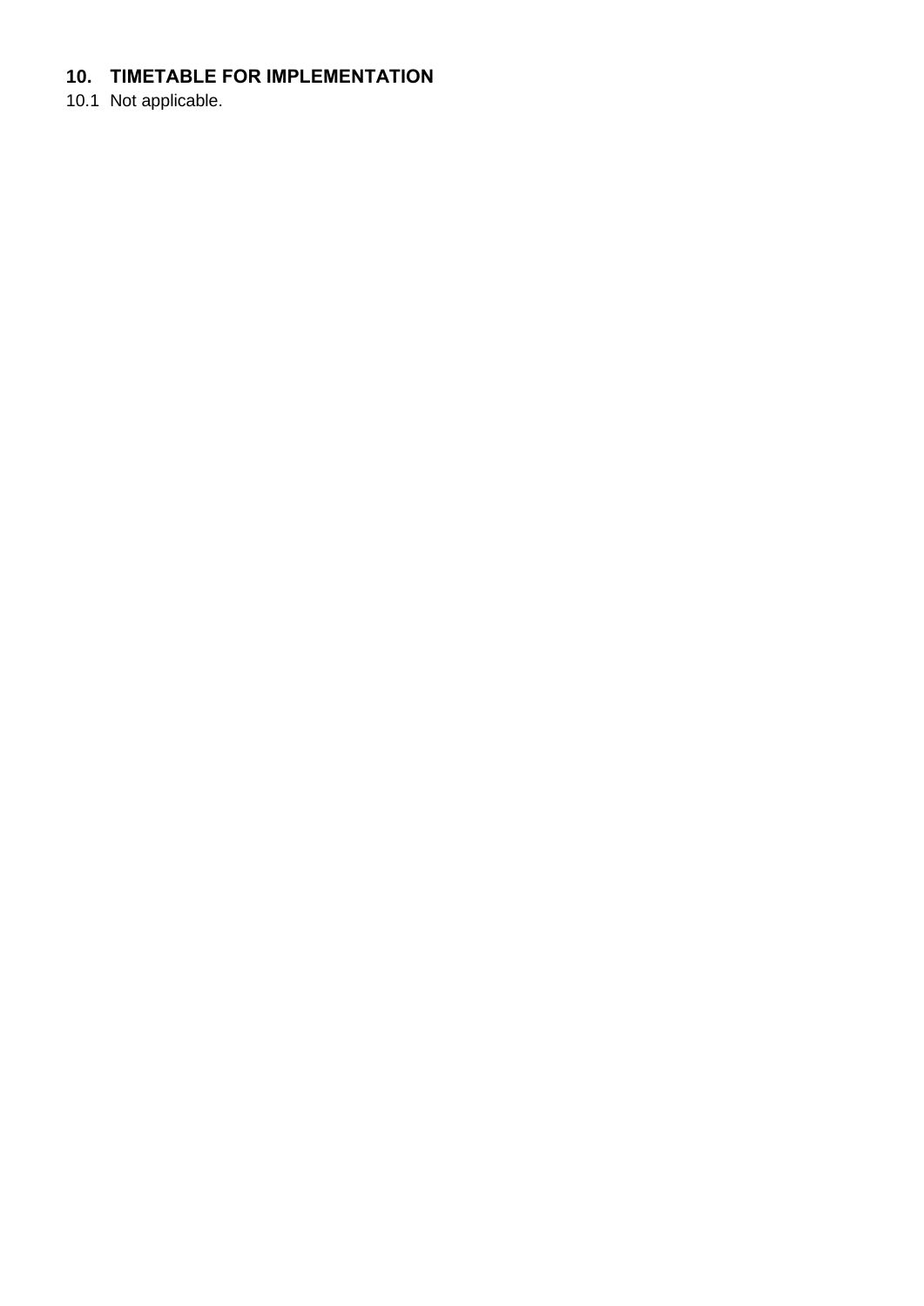## 10. TIMETABLE FOR IMPLEMENTATION

10.1 Not applicable.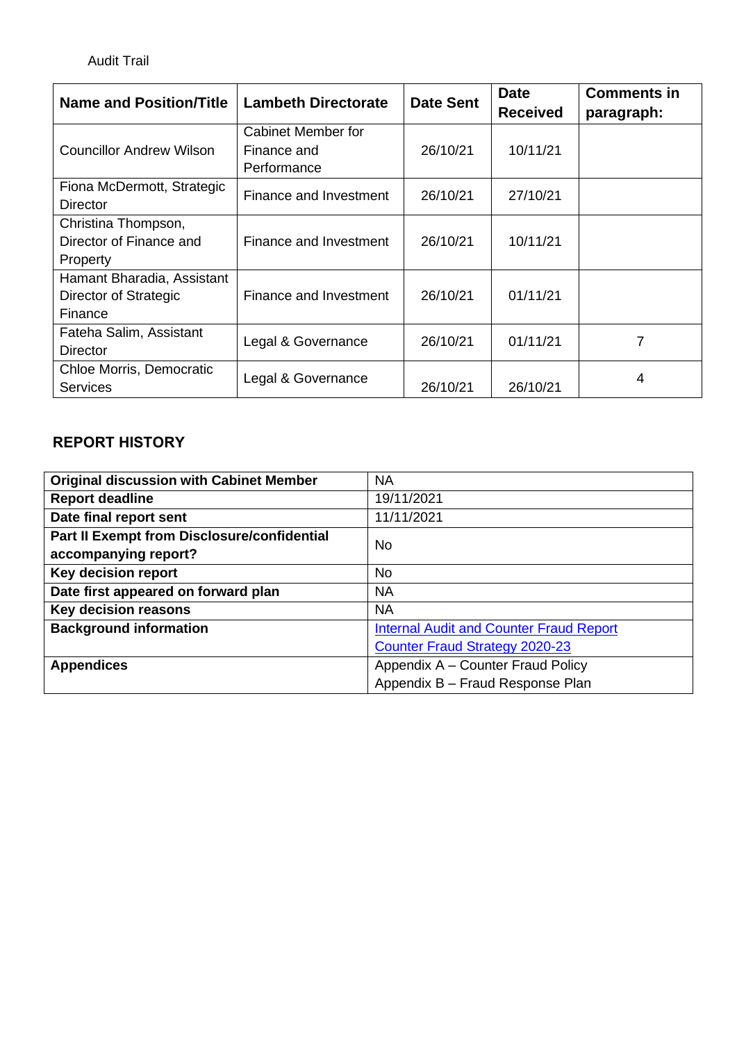Audit Trail

| Name and Position/Title | Lambeth Directorate | Date Sent | Date Received | Comments in paragraph: |
|---|---|---|---|---|
| Councillor Andrew Wilson | Cabinet Member for Finance and Performance | 26/10/21 | 10/11/21 | |
| Fiona McDermott, Strategic Director | Finance and Investment | 26/10/21 | 27/10/21 | |
| Christina Thompson, Director of Finance and Property | Finance and Investment | 26/10/21 | 10/11/21 | |
| Hamant Bharadia, Assistant Director of Strategic Finance | Finance and Investment | 26/10/21 | 01/11/21 | |
| Fateha Salim, Assistant Director | Legal & Governance | 26/10/21 | 01/11/21 | 7 |
| Chloe Morris, Democratic Services | Legal & Governance | 26/10/21 | 26/10/21 | 4 |

## REPORT HISTORY

| | |
|---|---|
| **Original discussion with Cabinet Member** | NA |
| **Report deadline** | 19/11/2021 |
| **Date final report sent** | 11/11/2021 |
| **Part II Exempt from Disclosure/confidential accompanying report?** | No |
| **Key decision report** | No |
| **Date first appeared on forward plan** | NA |
| **Key decision reasons** | NA |
| **Background information** | Internal Audit and Counter Fraud Report<br>Counter Fraud Strategy 2020-23 |
| **Appendices** | Appendix A – Counter Fraud Policy<br>Appendix B – Fraud Response Plan |